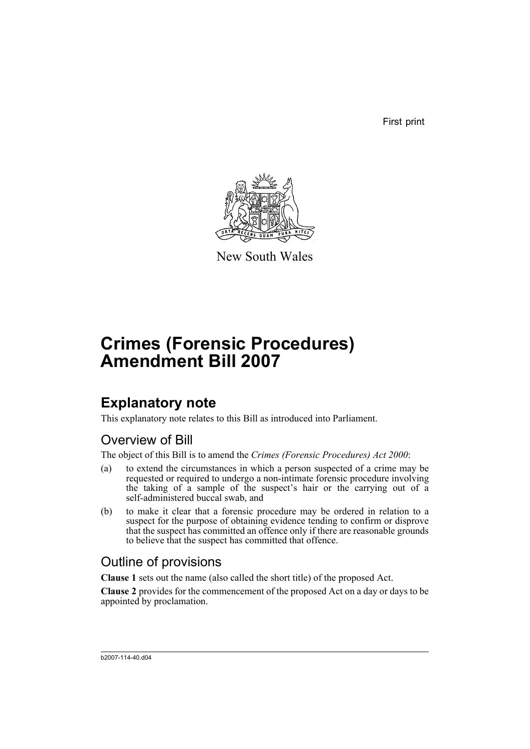First print

New South Wales

# Crimes (Forensic Procedures) Amendment Bill 2007

## Explanatory note

This explanatory note relates to this Bill as introduced into Parliament.

### Overview of Bill

The object of this Bill is to amend the *Crimes (Forensic Procedures) Act 2000*:

(a) to extend the circumstances in which a person suspected of a crime may be requested or required to undergo a non-intimate forensic procedure involving the taking of a sample of the suspect's hair or the carrying out of a self-administered buccal swab, and

(b) to make it clear that a forensic procedure may be ordered in relation to a suspect for the purpose of obtaining evidence tending to confirm or disprove that the suspect has committed an offence only if there are reasonable grounds to believe that the suspect has committed that offence.

### Outline of provisions

**Clause 1** sets out the name (also called the short title) of the proposed Act.

**Clause 2** provides for the commencement of the proposed Act on a day or days to be appointed by proclamation.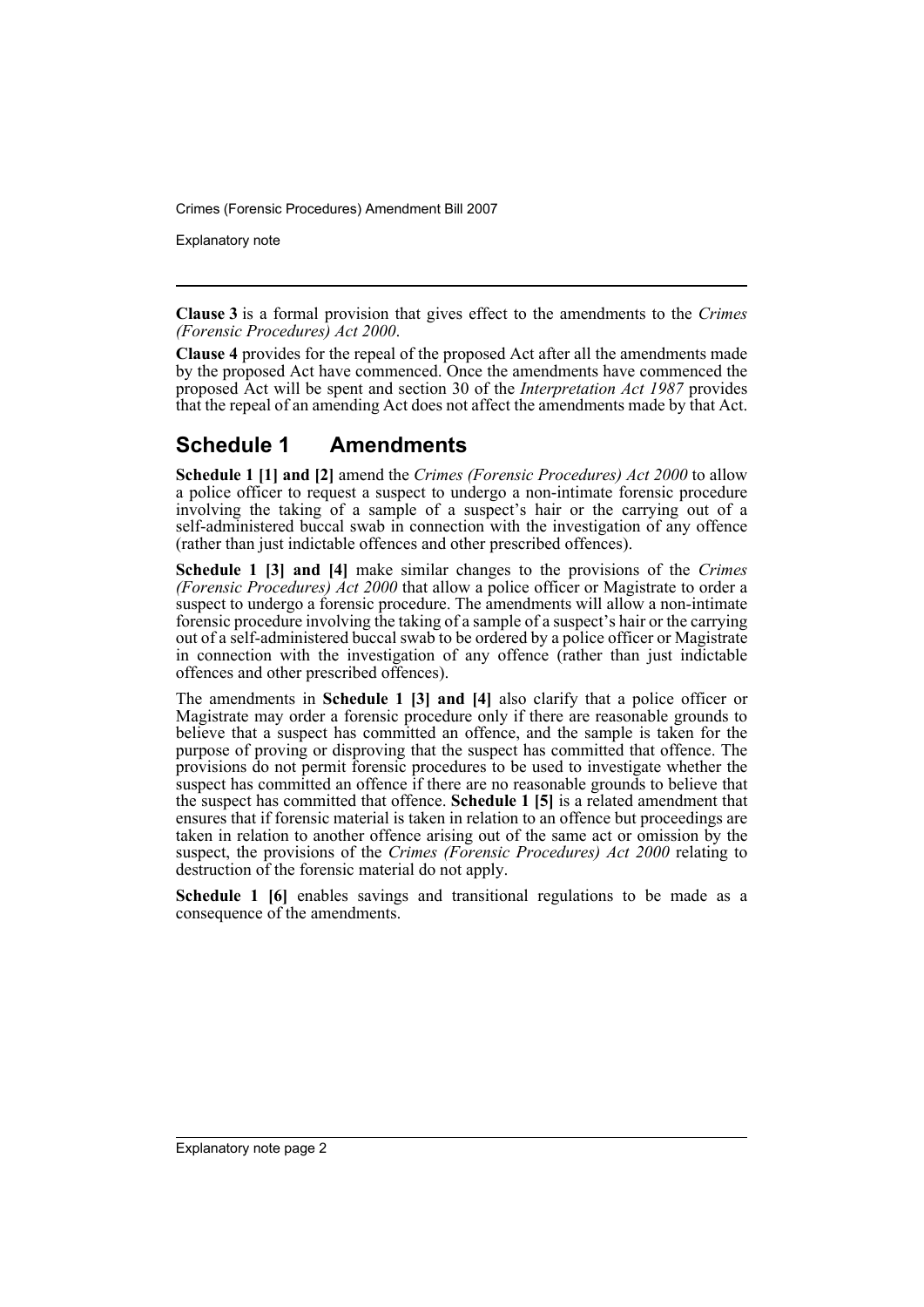**Clause 3** is a formal provision that gives effect to the amendments to the *Crimes (Forensic Procedures) Act 2000*.

**Clause 4** provides for the repeal of the proposed Act after all the amendments made by the proposed Act have commenced. Once the amendments have commenced the proposed Act will be spent and section 30 of the *Interpretation Act 1987* provides that the repeal of an amending Act does not affect the amendments made by that Act.

## Schedule 1 Amendments

**Schedule 1 [1] and [2]** amend the *Crimes (Forensic Procedures) Act 2000* to allow a police officer to request a suspect to undergo a non-intimate forensic procedure involving the taking of a sample of a suspect's hair or the carrying out of a self-administered buccal swab in connection with the investigation of any offence (rather than just indictable offences and other prescribed offences).

**Schedule 1 [3] and [4]** make similar changes to the provisions of the *Crimes (Forensic Procedures) Act 2000* that allow a police officer or Magistrate to order a suspect to undergo a forensic procedure. The amendments will allow a non-intimate forensic procedure involving the taking of a sample of a suspect's hair or the carrying out of a self-administered buccal swab to be ordered by a police officer or Magistrate in connection with the investigation of any offence (rather than just indictable offences and other prescribed offences).

The amendments in **Schedule 1 [3] and [4]** also clarify that a police officer or Magistrate may order a forensic procedure only if there are reasonable grounds to believe that a suspect has committed an offence, and the sample is taken for the purpose of proving or disproving that the suspect has committed that offence. The provisions do not permit forensic procedures to be used to investigate whether the suspect has committed an offence if there are no reasonable grounds to believe that the suspect has committed that offence. **Schedule 1 [5]** is a related amendment that ensures that if forensic material is taken in relation to an offence but proceedings are taken in relation to another offence arising out of the same act or omission by the suspect, the provisions of the *Crimes (Forensic Procedures) Act 2000* relating to destruction of the forensic material do not apply.

**Schedule 1 [6]** enables savings and transitional regulations to be made as a consequence of the amendments.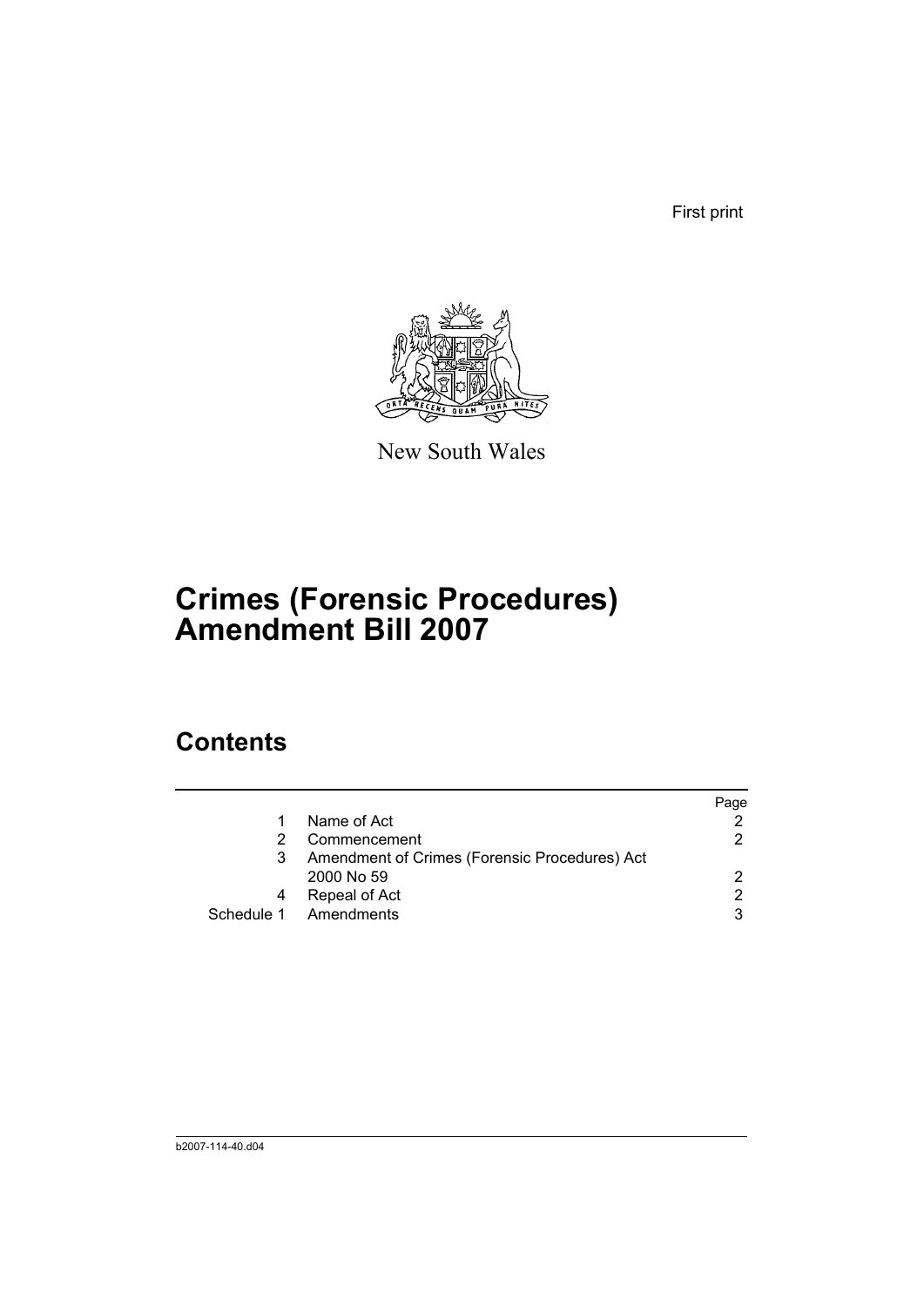First print

New South Wales

# Crimes (Forensic Procedures) Amendment Bill 2007

## Contents

| | | Page |
|---|---|---|
| 1 | Name of Act | 2 |
| 2 | Commencement | 2 |
| 3 | Amendment of Crimes (Forensic Procedures) Act 2000 No 59 | 2 |
| 4 | Repeal of Act | 2 |
| Schedule 1 | Amendments | 3 |

b2007-114-40.d04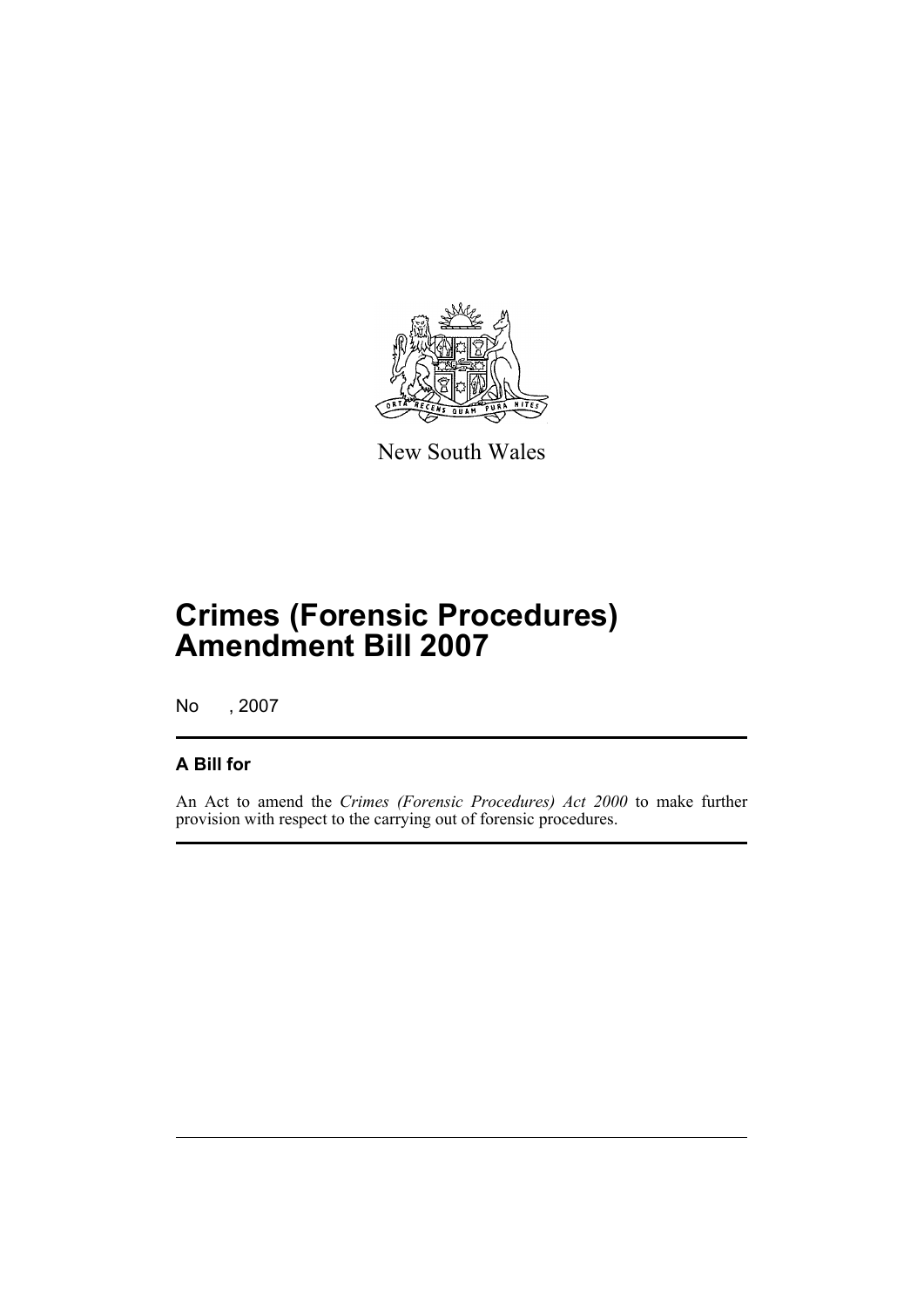New South Wales

# Crimes (Forensic Procedures) Amendment Bill 2007

No , 2007

## A Bill for

An Act to amend the *Crimes (Forensic Procedures) Act 2000* to make further provision with respect to the carrying out of forensic procedures.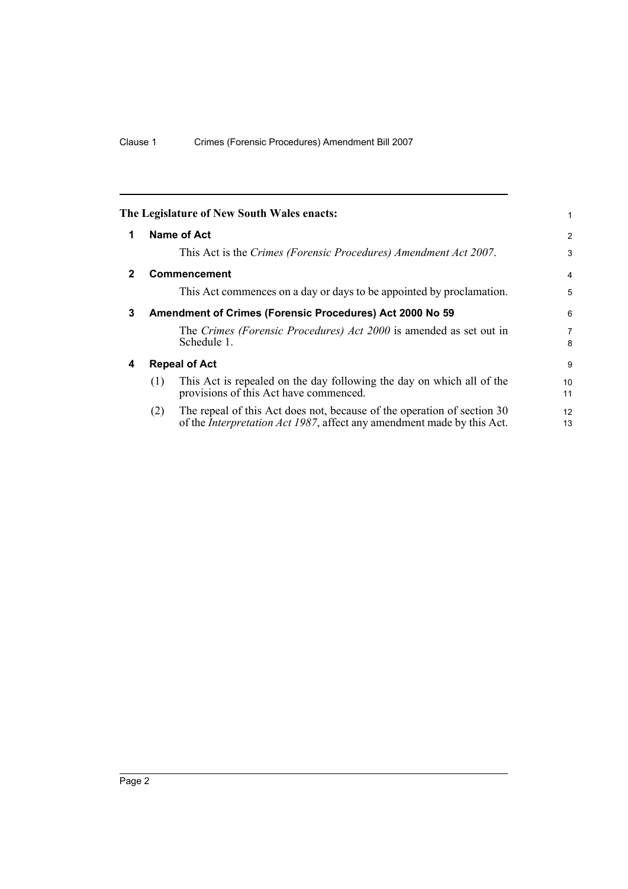The Legislature of New South Wales enacts:

## 1 Name of Act

This Act is the *Crimes (Forensic Procedures) Amendment Act 2007*.

## 2 Commencement

This Act commences on a day or days to be appointed by proclamation.

## 3 Amendment of Crimes (Forensic Procedures) Act 2000 No 59

The *Crimes (Forensic Procedures) Act 2000* is amended as set out in Schedule 1.

## 4 Repeal of Act

(1) This Act is repealed on the day following the day on which all of the provisions of this Act have commenced.

(2) The repeal of this Act does not, because of the operation of section 30 of the *Interpretation Act 1987*, affect any amendment made by this Act.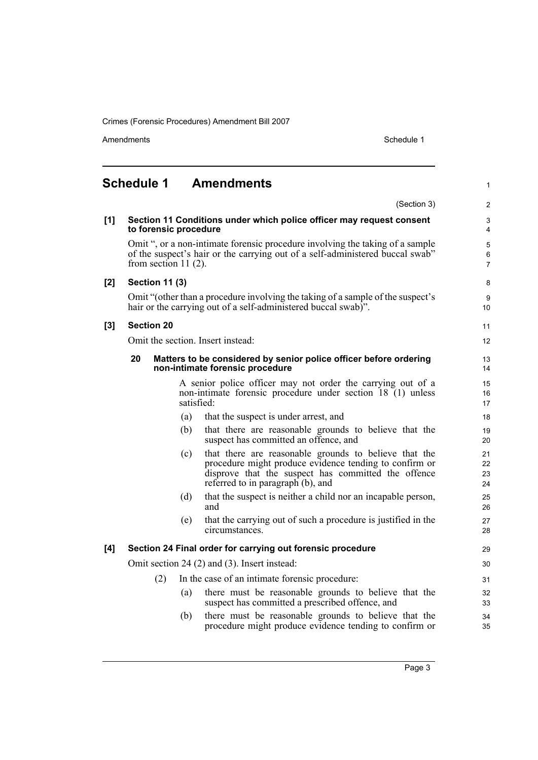## Schedule 1 Amendments

(Section 3)

**[1] Section 11 Conditions under which police officer may request consent to forensic procedure**

Omit ", or a non-intimate forensic procedure involving the taking of a sample of the suspect's hair or the carrying out of a self-administered buccal swab" from section 11 (2).

**[2] Section 11 (3)**

Omit "(other than a procedure involving the taking of a sample of the suspect's hair or the carrying out of a self-administered buccal swab)".

**[3] Section 20**

Omit the section. Insert instead:

**20 Matters to be considered by senior police officer before ordering non-intimate forensic procedure**

A senior police officer may not order the carrying out of a non-intimate forensic procedure under section 18 (1) unless satisfied:

(a) that the suspect is under arrest, and

(b) that there are reasonable grounds to believe that the suspect has committed an offence, and

(c) that there are reasonable grounds to believe that the procedure might produce evidence tending to confirm or disprove that the suspect has committed the offence referred to in paragraph (b), and

(d) that the suspect is neither a child nor an incapable person, and

(e) that the carrying out of such a procedure is justified in the circumstances.

**[4] Section 24 Final order for carrying out forensic procedure**

Omit section 24 (2) and (3). Insert instead:

(2) In the case of an intimate forensic procedure:

(a) there must be reasonable grounds to believe that the suspect has committed a prescribed offence, and

(b) there must be reasonable grounds to believe that the procedure might produce evidence tending to confirm or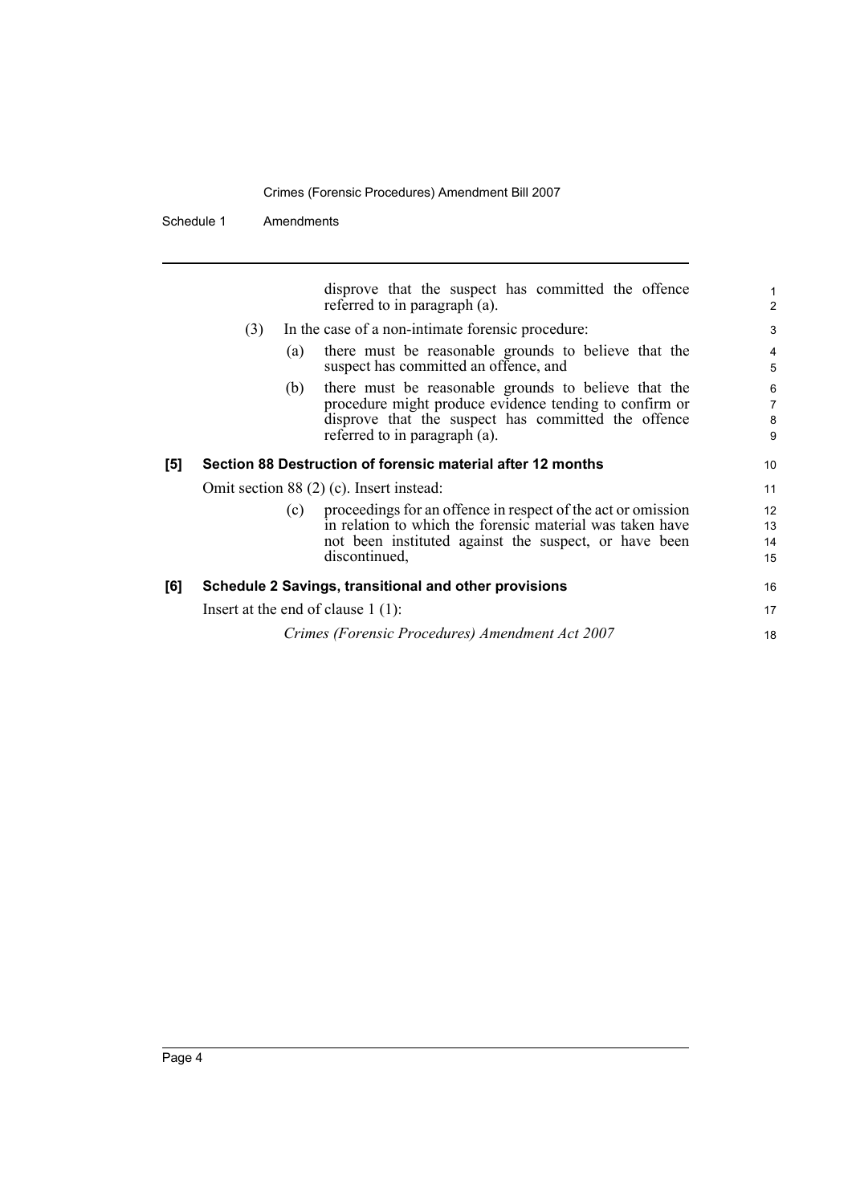disprove that the suspect has committed the offence referred to in paragraph (a).

(3) In the case of a non-intimate forensic procedure:

(a) there must be reasonable grounds to believe that the suspect has committed an offence, and

(b) there must be reasonable grounds to believe that the procedure might produce evidence tending to confirm or disprove that the suspect has committed the offence referred to in paragraph (a).

**[5] Section 88 Destruction of forensic material after 12 months**

Omit section 88 (2) (c). Insert instead:

(c) proceedings for an offence in respect of the act or omission in relation to which the forensic material was taken have not been instituted against the suspect, or have been discontinued,

**[6] Schedule 2 Savings, transitional and other provisions**

Insert at the end of clause 1 (1):

*Crimes (Forensic Procedures) Amendment Act 2007*